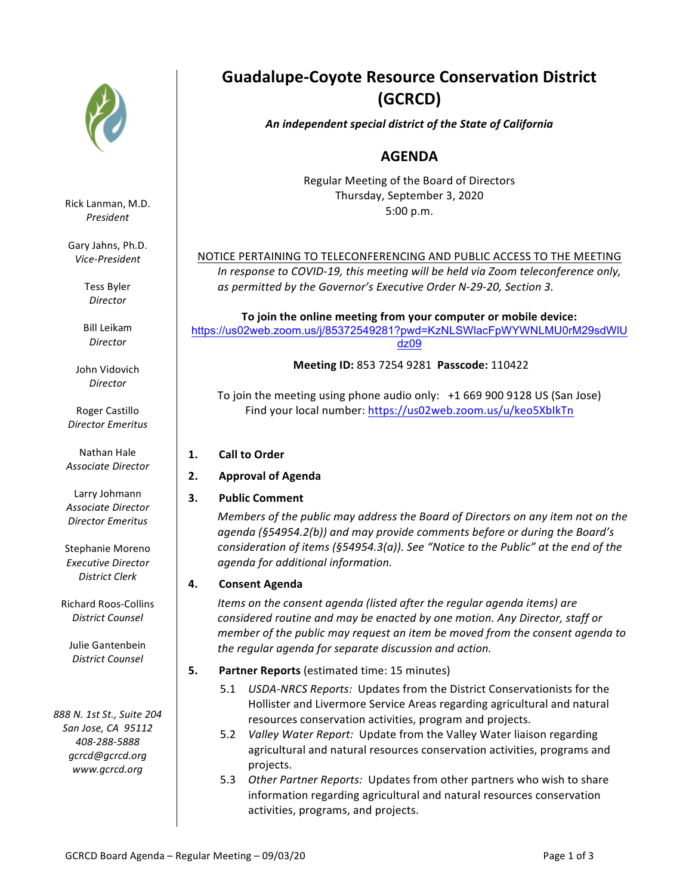Rick Lanman, M.D.
*President*

Gary Jahns, Ph.D.
*Vice-President*

Tess Byler
*Director*

Bill Leikam
*Director*

John Vidovich
*Director*

Roger Castillo
*Director Emeritus*

Nathan Hale
*Associate Director*

Larry Johmann
*Associate Director*
*Director Emeritus*

Stephanie Moreno
*Executive Director*
*District Clerk*

Richard Roos-Collins
*District Counsel*

Julie Gantenbein
*District Counsel*

*888 N. 1st St., Suite 204*
*San Jose, CA 95112*
*408-288-5888*
*gcrcd@gcrcd.org*
*www.gcrcd.org*

# Guadalupe-Coyote Resource Conservation District (GCRCD)

***An independent special district of the State of California***

## AGENDA

Regular Meeting of the Board of Directors
Thursday, September 3, 2020
5:00 p.m.

NOTICE PERTAINING TO TELECONFERENCING AND PUBLIC ACCESS TO THE MEETING

*In response to COVID-19, this meeting will be held via Zoom teleconference only, as permitted by the Governor's Executive Order N-29-20, Section 3.*

**To join the online meeting from your computer or mobile device:**
https://us02web.zoom.us/j/85372549281?pwd=KzNLSWlacFpWYWNLMU0rM29sdWlUdz09

**Meeting ID:** 853 7254 9281 **Passcode:** 110422

To join the meeting using phone audio only: +1 669 900 9128 US (San Jose)
Find your local number: https://us02web.zoom.us/u/keo5XbIkTn

1. **Call to Order**

2. **Approval of Agenda**

3. **Public Comment**

   *Members of the public may address the Board of Directors on any item not on the agenda (§54954.2(b)) and may provide comments before or during the Board's consideration of items (§54954.3(a)). See "Notice to the Public" at the end of the agenda for additional information.*

4. **Consent Agenda**

   *Items on the consent agenda (listed after the regular agenda items) are considered routine and may be enacted by one motion. Any Director, staff or member of the public may request an item be moved from the consent agenda to the regular agenda for separate discussion and action.*

5. **Partner Reports** (estimated time: 15 minutes)

   5.1 *USDA-NRCS Reports:* Updates from the District Conservationists for the Hollister and Livermore Service Areas regarding agricultural and natural resources conservation activities, program and projects.

   5.2 *Valley Water Report:* Update from the Valley Water liaison regarding agricultural and natural resources conservation activities, programs and projects.

   5.3 *Other Partner Reports:* Updates from other partners who wish to share information regarding agricultural and natural resources conservation activities, programs, and projects.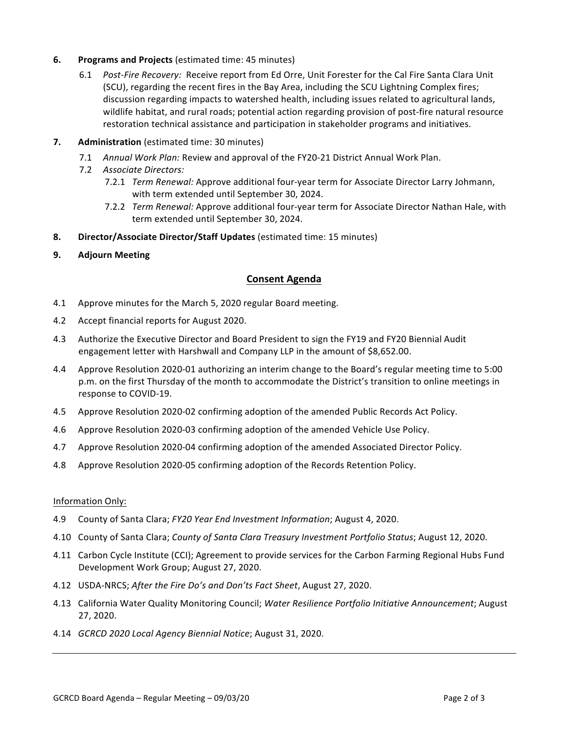6. **Programs and Projects** (estimated time: 45 minutes)

   6.1 *Post-Fire Recovery:* Receive report from Ed Orre, Unit Forester for the Cal Fire Santa Clara Unit (SCU), regarding the recent fires in the Bay Area, including the SCU Lightning Complex fires; discussion regarding impacts to watershed health, including issues related to agricultural lands, wildlife habitat, and rural roads; potential action regarding provision of post-fire natural resource restoration technical assistance and participation in stakeholder programs and initiatives.

7. **Administration** (estimated time: 30 minutes)

   7.1 *Annual Work Plan:* Review and approval of the FY20-21 District Annual Work Plan.

   7.2 *Associate Directors:*

   7.2.1 *Term Renewal:* Approve additional four-year term for Associate Director Larry Johmann, with term extended until September 30, 2024.

   7.2.2 *Term Renewal:* Approve additional four-year term for Associate Director Nathan Hale, with term extended until September 30, 2024.

8. **Director/Associate Director/Staff Updates** (estimated time: 15 minutes)

9. **Adjourn Meeting**

## Consent Agenda

4.1 Approve minutes for the March 5, 2020 regular Board meeting.

4.2 Accept financial reports for August 2020.

4.3 Authorize the Executive Director and Board President to sign the FY19 and FY20 Biennial Audit engagement letter with Harshwall and Company LLP in the amount of $8,652.00.

4.4 Approve Resolution 2020-01 authorizing an interim change to the Board's regular meeting time to 5:00 p.m. on the first Thursday of the month to accommodate the District's transition to online meetings in response to COVID-19.

4.5 Approve Resolution 2020-02 confirming adoption of the amended Public Records Act Policy.

4.6 Approve Resolution 2020-03 confirming adoption of the amended Vehicle Use Policy.

4.7 Approve Resolution 2020-04 confirming adoption of the amended Associated Director Policy.

4.8 Approve Resolution 2020-05 confirming adoption of the Records Retention Policy.

Information Only:

4.9 County of Santa Clara; *FY20 Year End Investment Information*; August 4, 2020.

4.10 County of Santa Clara; *County of Santa Clara Treasury Investment Portfolio Status*; August 12, 2020.

4.11 Carbon Cycle Institute (CCI); Agreement to provide services for the Carbon Farming Regional Hubs Fund Development Work Group; August 27, 2020.

4.12 USDA-NRCS; *After the Fire Do's and Don'ts Fact Sheet*, August 27, 2020.

4.13 California Water Quality Monitoring Council; *Water Resilience Portfolio Initiative Announcement*; August 27, 2020.

4.14 *GCRCD 2020 Local Agency Biennial Notice*; August 31, 2020.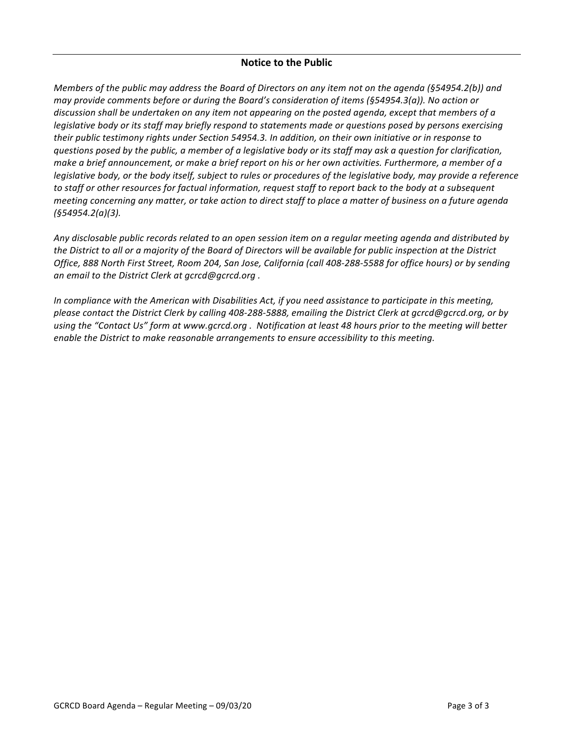## Notice to the Public

*Members of the public may address the Board of Directors on any item not on the agenda (§54954.2(b)) and may provide comments before or during the Board's consideration of items (§54954.3(a)). No action or discussion shall be undertaken on any item not appearing on the posted agenda, except that members of a legislative body or its staff may briefly respond to statements made or questions posed by persons exercising their public testimony rights under Section 54954.3. In addition, on their own initiative or in response to questions posed by the public, a member of a legislative body or its staff may ask a question for clarification, make a brief announcement, or make a brief report on his or her own activities. Furthermore, a member of a legislative body, or the body itself, subject to rules or procedures of the legislative body, may provide a reference to staff or other resources for factual information, request staff to report back to the body at a subsequent meeting concerning any matter, or take action to direct staff to place a matter of business on a future agenda (§54954.2(a)(3).*

*Any disclosable public records related to an open session item on a regular meeting agenda and distributed by the District to all or a majority of the Board of Directors will be available for public inspection at the District Office, 888 North First Street, Room 204, San Jose, California (call 408-288-5588 for office hours) or by sending an email to the District Clerk at gcrcd@gcrcd.org .*

*In compliance with the American with Disabilities Act, if you need assistance to participate in this meeting, please contact the District Clerk by calling 408-288-5888, emailing the District Clerk at gcrcd@gcrcd.org, or by using the "Contact Us" form at www.gcrcd.org . Notification at least 48 hours prior to the meeting will better enable the District to make reasonable arrangements to ensure accessibility to this meeting.*